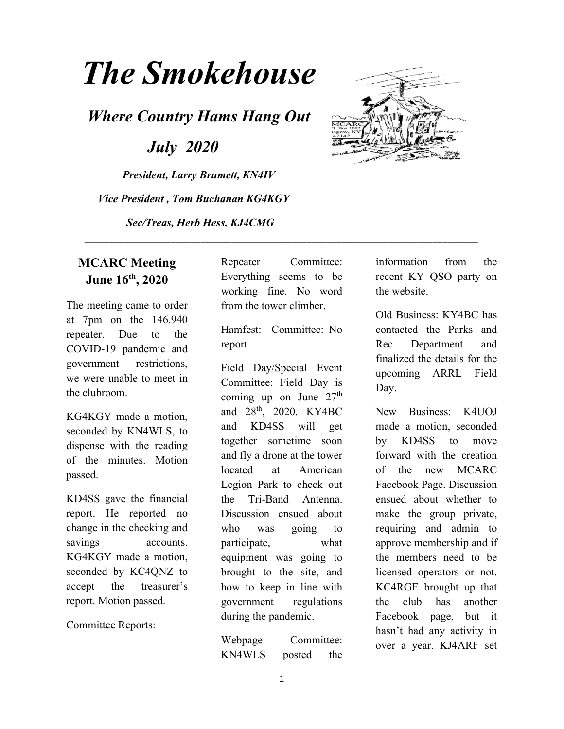# The Smokehouse

## *Where Country Hams Hang Out*

### *July 2020*

***President, Larry Brumett, KN4IV***

***Vice President , Tom Buchanan KG4KGY***

***Sec/Treas, Herb Hess, KJ4CMG***

---

## MCARC Meeting June 16th, 2020

The meeting came to order at 7pm on the 146.940 repeater. Due to the COVID-19 pandemic and government restrictions, we were unable to meet in the clubroom.

KG4KGY made a motion, seconded by KN4WLS, to dispense with the reading of the minutes. Motion passed.

KD4SS gave the financial report. He reported no change in the checking and savings accounts. KG4KGY made a motion, seconded by KC4QNZ to accept the treasurer's report. Motion passed.

Committee Reports:

Repeater Committee: Everything seems to be working fine. No word from the tower climber.

Hamfest: Committee: No report

Field Day/Special Event Committee: Field Day is coming up on June 27th and 28th, 2020. KY4BC and KD4SS will get together sometime soon and fly a drone at the tower located at American Legion Park to check out the Tri-Band Antenna. Discussion ensued about who was going to participate, what equipment was going to brought to the site, and how to keep in line with government regulations during the pandemic.

Webpage Committee: KN4WLS posted the information from the recent KY QSO party on the website.

Old Business: KY4BC has contacted the Parks and Rec Department and finalized the details for the upcoming ARRL Field Day.

New Business: K4UOJ made a motion, seconded by KD4SS to move forward with the creation of the new MCARC Facebook Page. Discussion ensued about whether to make the group private, requiring and admin to approve membership and if the members need to be licensed operators or not. KC4RGE brought up that the club has another Facebook page, but it hasn't had any activity in over a year. KJ4ARF set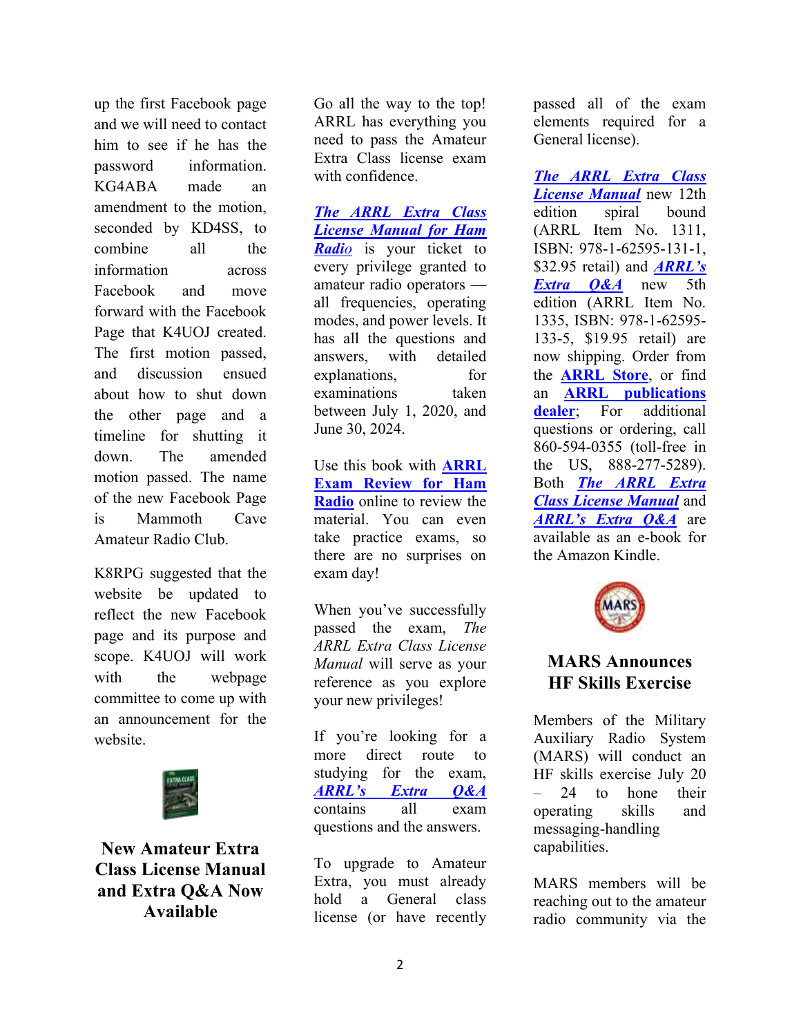up the first Facebook page and we will need to contact him to see if he has the password information. KG4ABA made an amendment to the motion, seconded by KD4SS, to combine all the information across Facebook and move forward with the Facebook Page that K4UOJ created. The first motion passed, and discussion ensued about how to shut down the other page and a timeline for shutting it down. The amended motion passed. The name of the new Facebook Page is Mammoth Cave Amateur Radio Club.

K8RPG suggested that the website be updated to reflect the new Facebook page and its purpose and scope. K4UOJ will work with the webpage committee to come up with an announcement for the website.

## New Amateur Extra Class License Manual and Extra Q&A Now Available

Go all the way to the top! ARRL has everything you need to pass the Amateur Extra Class license exam with confidence.

***The ARRL Extra Class License Manual for Ham Radio*** is your ticket to every privilege granted to amateur radio operators — all frequencies, operating modes, and power levels. It has all the questions and answers, with detailed explanations, for examinations taken between July 1, 2020, and June 30, 2024.

Use this book with **ARRL Exam Review for Ham Radio** online to review the material. You can even take practice exams, so there are no surprises on exam day!

When you've successfully passed the exam, *The ARRL Extra Class License Manual* will serve as your reference as you explore your new privileges!

If you're looking for a more direct route to studying for the exam, ***ARRL's Extra Q&A*** contains all exam questions and the answers.

To upgrade to Amateur Extra, you must already hold a General class license (or have recently passed all of the exam elements required for a General license).

***The ARRL Extra Class License Manual*** new 12th edition spiral bound (ARRL Item No. 1311, ISBN: 978-1-62595-131-1, $32.95 retail) and ***ARRL's Extra Q&A*** new 5th edition (ARRL Item No. 1335, ISBN: 978-1-62595-133-5, $19.95 retail) are now shipping. Order from the **ARRL Store**, or find an **ARRL publications dealer**; For additional questions or ordering, call 860-594-0355 (toll-free in the US, 888-277-5289). Both ***The ARRL Extra Class License Manual*** and ***ARRL's Extra Q&A*** are available as an e-book for the Amazon Kindle.

## MARS Announces HF Skills Exercise

Members of the Military Auxiliary Radio System (MARS) will conduct an HF skills exercise July 20 – 24 to hone their operating skills and messaging-handling capabilities.

MARS members will be reaching out to the amateur radio community via the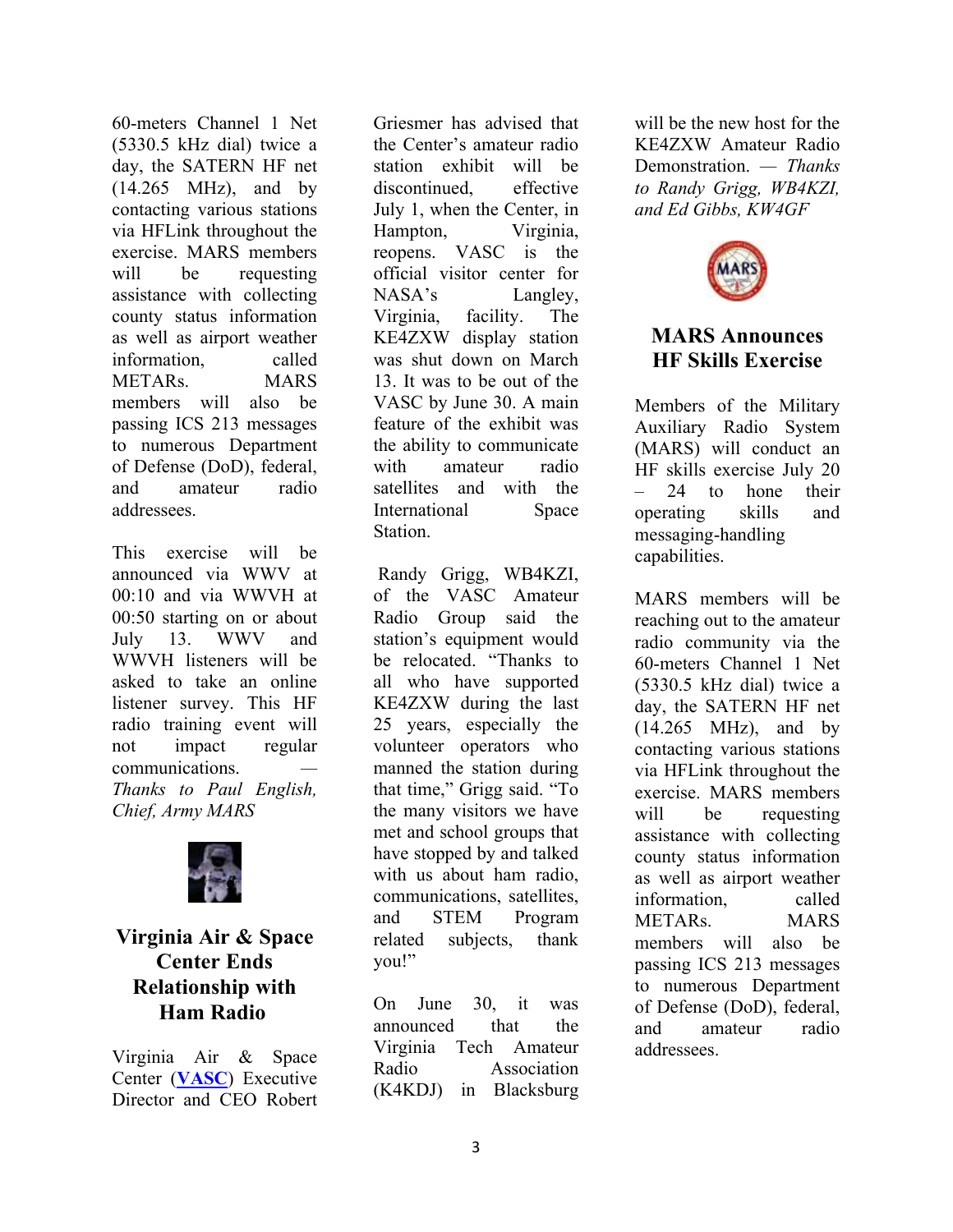60-meters Channel 1 Net (5330.5 kHz dial) twice a day, the SATERN HF net (14.265 MHz), and by contacting various stations via HFLink throughout the exercise. MARS members will be requesting assistance with collecting county status information as well as airport weather information, called METARs. MARS members will also be passing ICS 213 messages to numerous Department of Defense (DoD), federal, and amateur radio addressees.

This exercise will be announced via WWV at 00:10 and via WWVH at 00:50 starting on or about July 13. WWV and WWVH listeners will be asked to take an online listener survey. This HF radio training event will not impact regular communications. — *Thanks to Paul English, Chief, Army MARS*

## Virginia Air & Space Center Ends Relationship with Ham Radio

Virginia Air & Space Center (**VASC**) Executive Director and CEO Robert Griesmer has advised that the Center's amateur radio station exhibit will be discontinued, effective July 1, when the Center, in Hampton, Virginia, reopens. VASC is the official visitor center for NASA's Langley, Virginia, facility. The KE4ZXW display station was shut down on March 13. It was to be out of the VASC by June 30. A main feature of the exhibit was the ability to communicate with amateur radio satellites and with the International Space Station.

Randy Grigg, WB4KZI, of the VASC Amateur Radio Group said the station's equipment would be relocated. "Thanks to all who have supported KE4ZXW during the last 25 years, especially the volunteer operators who manned the station during that time," Grigg said. "To the many visitors we have met and school groups that have stopped by and talked with us about ham radio, communications, satellites, and STEM Program related subjects, thank you!"

On June 30, it was announced that the Virginia Tech Amateur Radio Association (K4KDJ) in Blacksburg will be the new host for the KE4ZXW Amateur Radio Demonstration. — *Thanks to Randy Grigg, WB4KZI, and Ed Gibbs, KW4GF*

## MARS Announces HF Skills Exercise

Members of the Military Auxiliary Radio System (MARS) will conduct an HF skills exercise July 20 – 24 to hone their operating skills and messaging-handling capabilities.

MARS members will be reaching out to the amateur radio community via the 60-meters Channel 1 Net (5330.5 kHz dial) twice a day, the SATERN HF net (14.265 MHz), and by contacting various stations via HFLink throughout the exercise. MARS members will be requesting assistance with collecting county status information as well as airport weather information, called METARs. MARS members will also be passing ICS 213 messages to numerous Department of Defense (DoD), federal, and amateur radio addressees.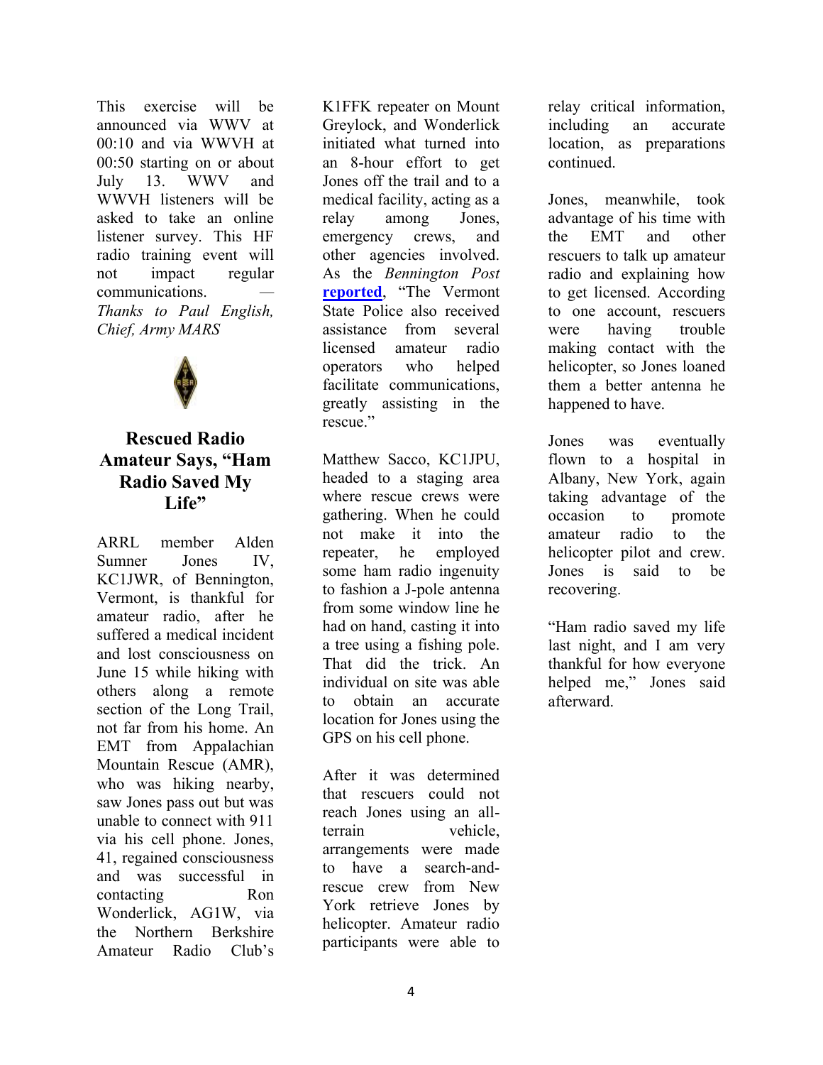This exercise will be announced via WWV at 00:10 and via WWVH at 00:50 starting on or about July 13. WWV and WWVH listeners will be asked to take an online listener survey. This HF radio training event will not impact regular communications. — *Thanks to Paul English, Chief, Army MARS*

## Rescued Radio Amateur Says, "Ham Radio Saved My Life"

ARRL member Alden Sumner Jones IV, KC1JWR, of Bennington, Vermont, is thankful for amateur radio, after he suffered a medical incident and lost consciousness on June 15 while hiking with others along a remote section of the Long Trail, not far from his home. An EMT from Appalachian Mountain Rescue (AMR), who was hiking nearby, saw Jones pass out but was unable to connect with 911 via his cell phone. Jones, 41, regained consciousness and was successful in contacting Ron Wonderlick, AG1W, via the Northern Berkshire Amateur Radio Club's K1FFK repeater on Mount Greylock, and Wonderlick initiated what turned into an 8-hour effort to get Jones off the trail and to a medical facility, acting as a relay among Jones, emergency crews, and other agencies involved. As the *Bennington Post* **reported**, "The Vermont State Police also received assistance from several licensed amateur radio operators who helped facilitate communications, greatly assisting in the rescue."

Matthew Sacco, KC1JPU, headed to a staging area where rescue crews were gathering. When he could not make it into the repeater, he employed some ham radio ingenuity to fashion a J-pole antenna from some window line he had on hand, casting it into a tree using a fishing pole. That did the trick. An individual on site was able to obtain an accurate location for Jones using the GPS on his cell phone.

After it was determined that rescuers could not reach Jones using an all-terrain vehicle, arrangements were made to have a search-and-rescue crew from New York retrieve Jones by helicopter. Amateur radio participants were able to relay critical information, including an accurate location, as preparations continued.

Jones, meanwhile, took advantage of his time with the EMT and other rescuers to talk up amateur radio and explaining how to get licensed. According to one account, rescuers were having trouble making contact with the helicopter, so Jones loaned them a better antenna he happened to have.

Jones was eventually flown to a hospital in Albany, New York, again taking advantage of the occasion to promote amateur radio to the helicopter pilot and crew. Jones is said to be recovering.

"Ham radio saved my life last night, and I am very thankful for how everyone helped me," Jones said afterward.